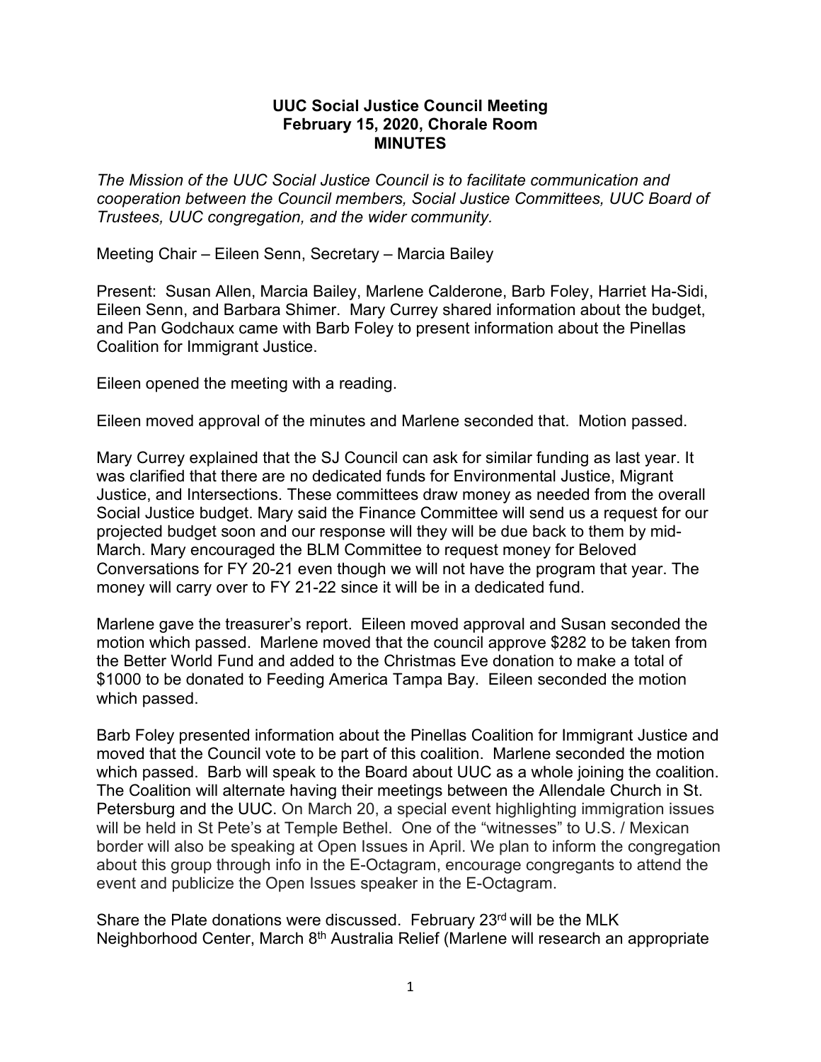**UUC Social Justice Council Meeting**
**February 15, 2020, Chorale Room**
**MINUTES**

*The Mission of the UUC Social Justice Council is to facilitate communication and cooperation between the Council members, Social Justice Committees, UUC Board of Trustees, UUC congregation, and the wider community.*

Meeting Chair – Eileen Senn, Secretary – Marcia Bailey

Present: Susan Allen, Marcia Bailey, Marlene Calderone, Barb Foley, Harriet Ha-Sidi, Eileen Senn, and Barbara Shimer. Mary Currey shared information about the budget, and Pan Godchaux came with Barb Foley to present information about the Pinellas Coalition for Immigrant Justice.

Eileen opened the meeting with a reading.

Eileen moved approval of the minutes and Marlene seconded that. Motion passed.

Mary Currey explained that the SJ Council can ask for similar funding as last year. It was clarified that there are no dedicated funds for Environmental Justice, Migrant Justice, and Intersections. These committees draw money as needed from the overall Social Justice budget. Mary said the Finance Committee will send us a request for our projected budget soon and our response will they will be due back to them by mid-March. Mary encouraged the BLM Committee to request money for Beloved Conversations for FY 20-21 even though we will not have the program that year. The money will carry over to FY 21-22 since it will be in a dedicated fund.

Marlene gave the treasurer's report. Eileen moved approval and Susan seconded the motion which passed. Marlene moved that the council approve $282 to be taken from the Better World Fund and added to the Christmas Eve donation to make a total of $1000 to be donated to Feeding America Tampa Bay. Eileen seconded the motion which passed.

Barb Foley presented information about the Pinellas Coalition for Immigrant Justice and moved that the Council vote to be part of this coalition. Marlene seconded the motion which passed. Barb will speak to the Board about UUC as a whole joining the coalition. The Coalition will alternate having their meetings between the Allendale Church in St. Petersburg and the UUC. On March 20, a special event highlighting immigration issues will be held in St Pete's at Temple Bethel. One of the "witnesses" to U.S. / Mexican border will also be speaking at Open Issues in April. We plan to inform the congregation about this group through info in the E-Octagram, encourage congregants to attend the event and publicize the Open Issues speaker in the E-Octagram.

Share the Plate donations were discussed. February 23rd will be the MLK Neighborhood Center, March 8th Australia Relief (Marlene will research an appropriate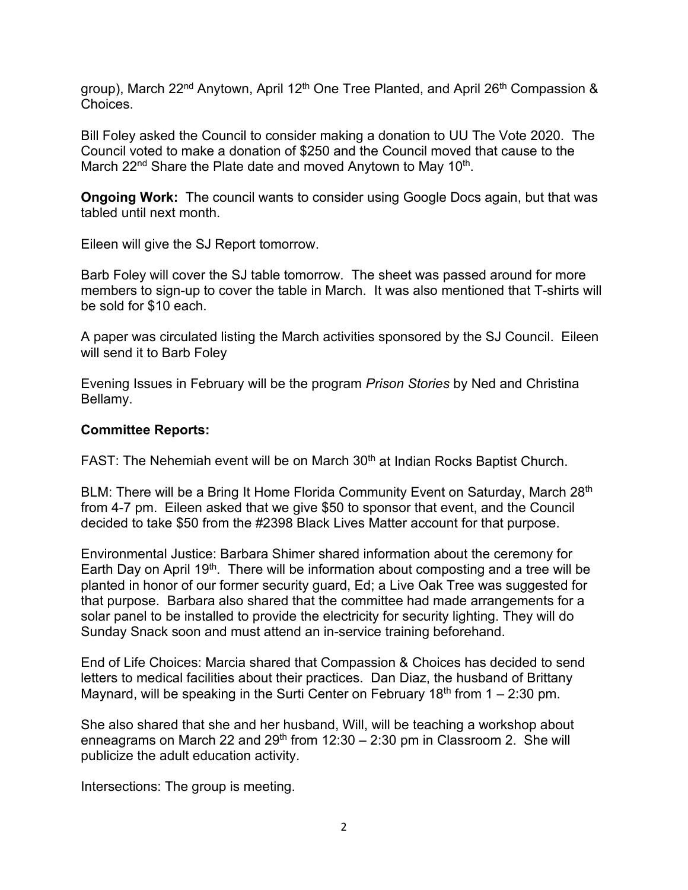group), March 22nd Anytown, April 12th One Tree Planted, and April 26th Compassion & Choices.

Bill Foley asked the Council to consider making a donation to UU The Vote 2020. The Council voted to make a donation of $250 and the Council moved that cause to the March 22nd Share the Plate date and moved Anytown to May 10th.

**Ongoing Work:** The council wants to consider using Google Docs again, but that was tabled until next month.

Eileen will give the SJ Report tomorrow.

Barb Foley will cover the SJ table tomorrow. The sheet was passed around for more members to sign-up to cover the table in March. It was also mentioned that T-shirts will be sold for $10 each.

A paper was circulated listing the March activities sponsored by the SJ Council. Eileen will send it to Barb Foley

Evening Issues in February will be the program *Prison Stories* by Ned and Christina Bellamy.

**Committee Reports:**

FAST: The Nehemiah event will be on March 30th at Indian Rocks Baptist Church.

BLM: There will be a Bring It Home Florida Community Event on Saturday, March 28th from 4-7 pm. Eileen asked that we give $50 to sponsor that event, and the Council decided to take $50 from the #2398 Black Lives Matter account for that purpose.

Environmental Justice: Barbara Shimer shared information about the ceremony for Earth Day on April 19th. There will be information about composting and a tree will be planted in honor of our former security guard, Ed; a Live Oak Tree was suggested for that purpose. Barbara also shared that the committee had made arrangements for a solar panel to be installed to provide the electricity for security lighting. They will do Sunday Snack soon and must attend an in-service training beforehand.

End of Life Choices: Marcia shared that Compassion & Choices has decided to send letters to medical facilities about their practices. Dan Diaz, the husband of Brittany Maynard, will be speaking in the Surti Center on February 18th from 1 – 2:30 pm.

She also shared that she and her husband, Will, will be teaching a workshop about enneagrams on March 22 and 29th from 12:30 – 2:30 pm in Classroom 2. She will publicize the adult education activity.

Intersections: The group is meeting.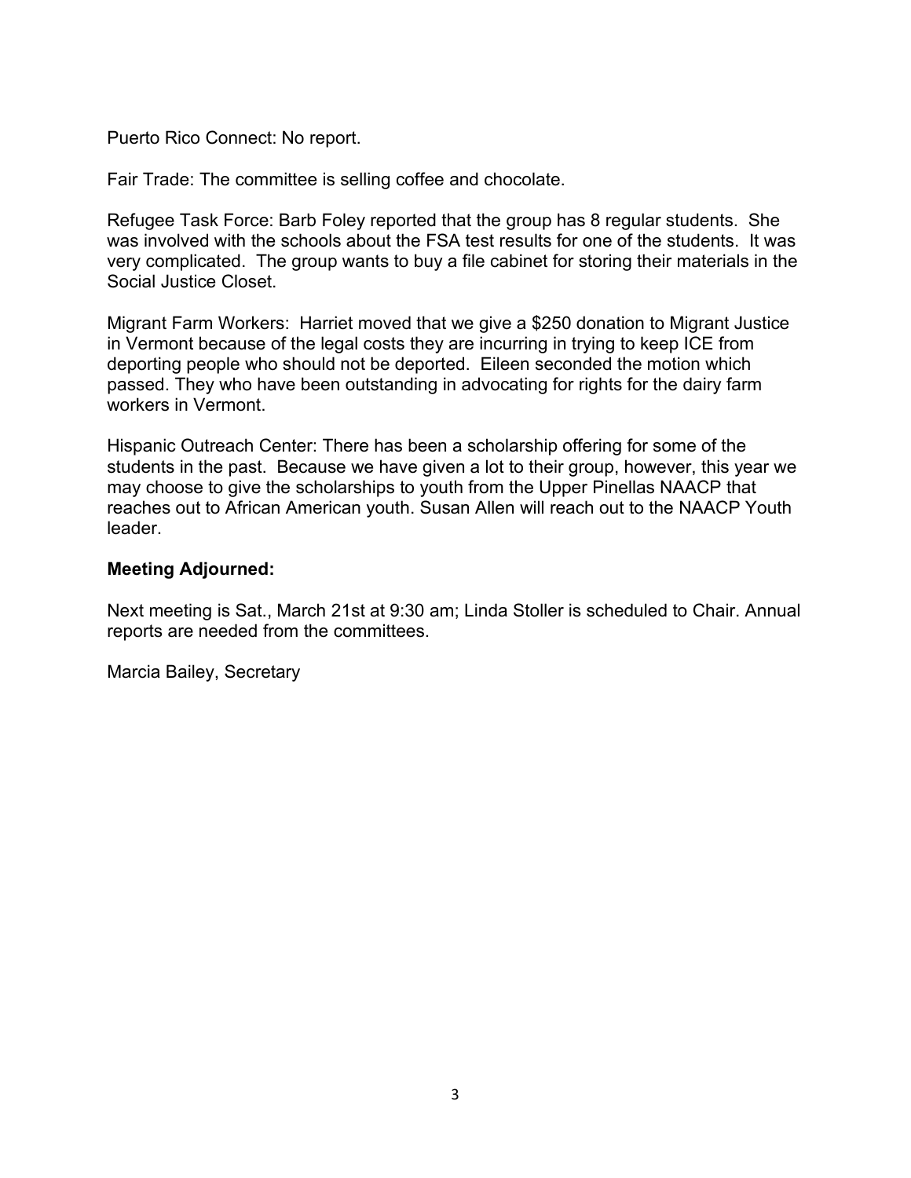Puerto Rico Connect: No report.

Fair Trade: The committee is selling coffee and chocolate.

Refugee Task Force: Barb Foley reported that the group has 8 regular students. She was involved with the schools about the FSA test results for one of the students. It was very complicated. The group wants to buy a file cabinet for storing their materials in the Social Justice Closet.

Migrant Farm Workers: Harriet moved that we give a $250 donation to Migrant Justice in Vermont because of the legal costs they are incurring in trying to keep ICE from deporting people who should not be deported. Eileen seconded the motion which passed. They who have been outstanding in advocating for rights for the dairy farm workers in Vermont.

Hispanic Outreach Center: There has been a scholarship offering for some of the students in the past. Because we have given a lot to their group, however, this year we may choose to give the scholarships to youth from the Upper Pinellas NAACP that reaches out to African American youth. Susan Allen will reach out to the NAACP Youth leader.

**Meeting Adjourned:**

Next meeting is Sat., March 21st at 9:30 am; Linda Stoller is scheduled to Chair. Annual reports are needed from the committees.

Marcia Bailey, Secretary